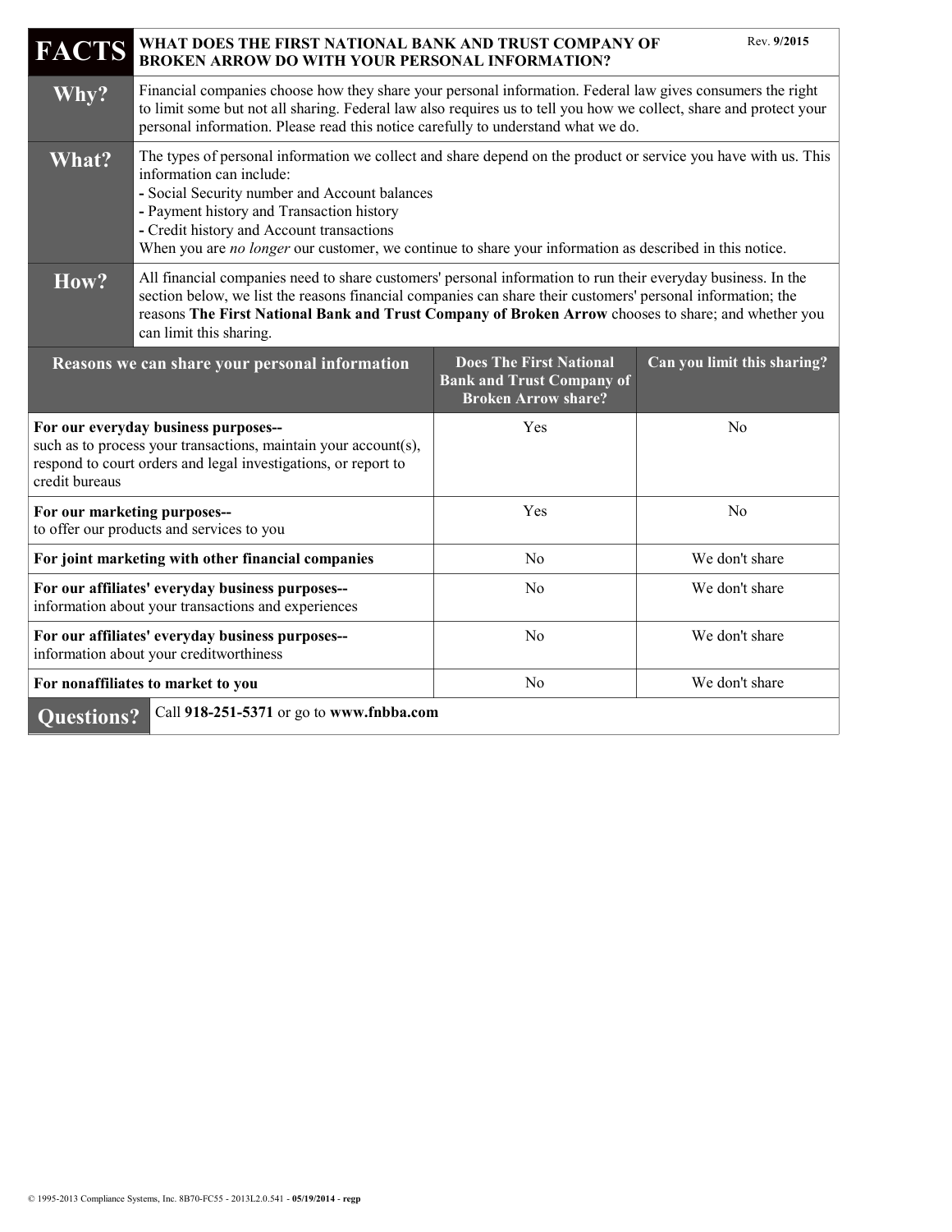# FACTS — WHAT DOES THE FIRST NATIONAL BANK AND TRUST COMPANY OF BROKEN ARROW DO WITH YOUR PERSONAL INFORMATION?

Rev. **9/2015**

## Why?

Financial companies choose how they share your personal information. Federal law gives consumers the right to limit some but not all sharing. Federal law also requires us to tell you how we collect, share and protect your personal information. Please read this notice carefully to understand what we do.

## What?

The types of personal information we collect and share depend on the product or service you have with us. This information can include:

- Social Security number and Account balances
- Payment history and Transaction history
- Credit history and Account transactions

When you are *no longer* our customer, we continue to share your information as described in this notice.

## How?

All financial companies need to share customers' personal information to run their everyday business. In the section below, we list the reasons financial companies can share their customers' personal information; the reasons **The First National Bank and Trust Company of Broken Arrow** chooses to share; and whether you can limit this sharing.

| Reasons we can share your personal information | Does The First National Bank and Trust Company of Broken Arrow share? | Can you limit this sharing? |
|---|---|---|
| **For our everyday business purposes--** such as to process your transactions, maintain your account(s), respond to court orders and legal investigations, or report to credit bureaus | Yes | No |
| **For our marketing purposes--** to offer our products and services to you | Yes | No |
| **For joint marketing with other financial companies** | No | We don't share |
| **For our affiliates' everyday business purposes--** information about your transactions and experiences | No | We don't share |
| **For our affiliates' everyday business purposes--** information about your creditworthiness | No | We don't share |
| **For nonaffiliates to market to you** | No | We don't share |

## Questions?

Call **918-251-5371** or go to **www.fnbba.com**

© 1995-2013 Compliance Systems, Inc. 8B70-FC55 - 2013L2.0.541 - **05/19/2014** - **regp**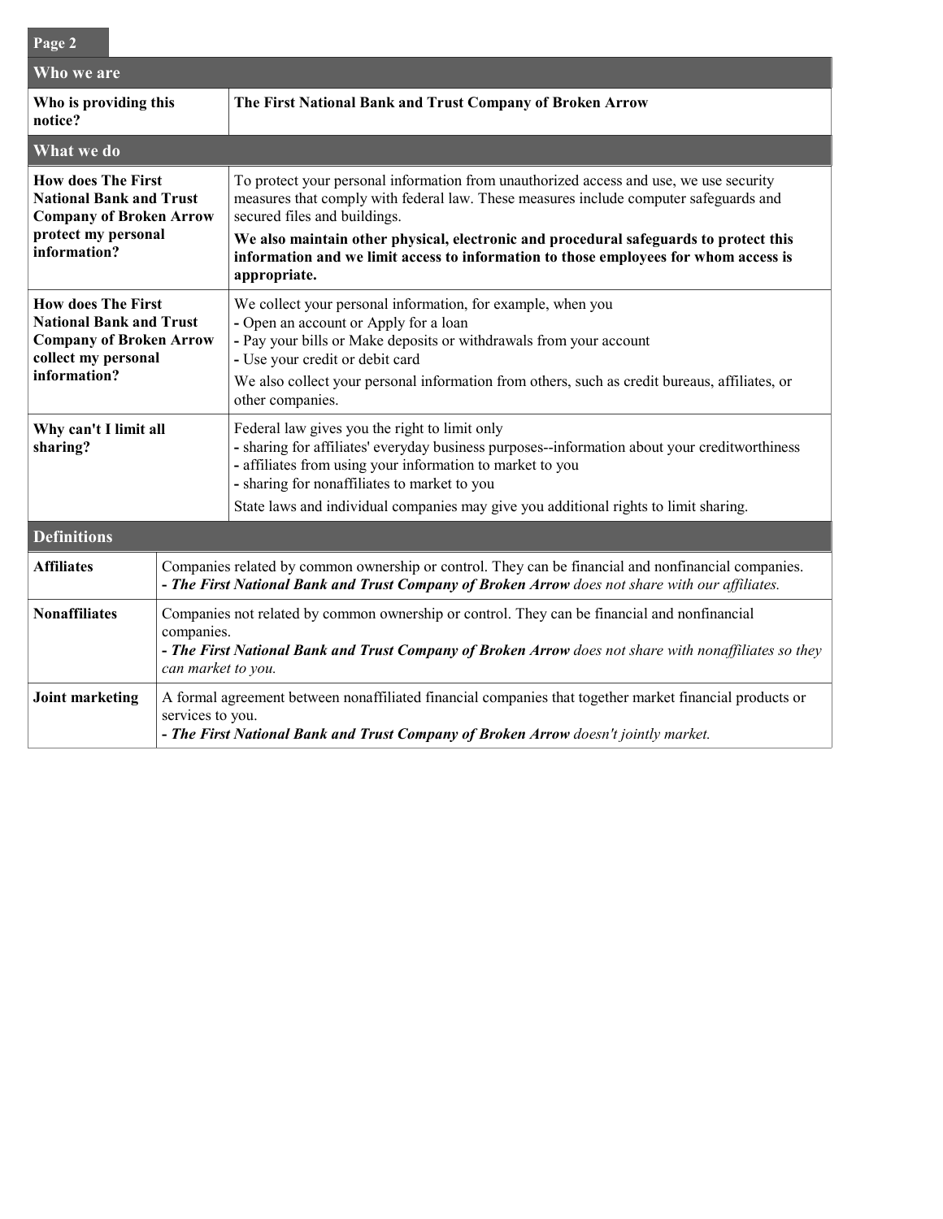## Who we are

| | |
|---|---|
| **Who is providing this notice?** | **The First National Bank and Trust Company of Broken Arrow** |

## What we do

| | |
|---|---|
| **How does The First National Bank and Trust Company of Broken Arrow protect my personal information?** | To protect your personal information from unauthorized access and use, we use security measures that comply with federal law. These measures include computer safeguards and secured files and buildings. **We also maintain other physical, electronic and procedural safeguards to protect this information and we limit access to information to those employees for whom access is appropriate.** |
| **How does The First National Bank and Trust Company of Broken Arrow collect my personal information?** | We collect your personal information, for example, when you<br>- Open an account or Apply for a loan<br>- Pay your bills or Make deposits or withdrawals from your account<br>- Use your credit or debit card<br>We also collect your personal information from others, such as credit bureaus, affiliates, or other companies. |
| **Why can't I limit all sharing?** | Federal law gives you the right to limit only<br>- sharing for affiliates' everyday business purposes--information about your creditworthiness<br>- affiliates from using your information to market to you<br>- sharing for nonaffiliates to market to you<br>State laws and individual companies may give you additional rights to limit sharing. |

## Definitions

| | |
|---|---|
| **Affiliates** | Companies related by common ownership or control. They can be financial and nonfinancial companies.<br>*- **The First National Bank and Trust Company of Broken Arrow** does not share with our affiliates.* |
| **Nonaffiliates** | Companies not related by common ownership or control. They can be financial and nonfinancial companies.<br>*- **The First National Bank and Trust Company of Broken Arrow** does not share with nonaffiliates so they can market to you.* |
| **Joint marketing** | A formal agreement between nonaffiliated financial companies that together market financial products or services to you.<br>*- **The First National Bank and Trust Company of Broken Arrow** doesn't jointly market.* |